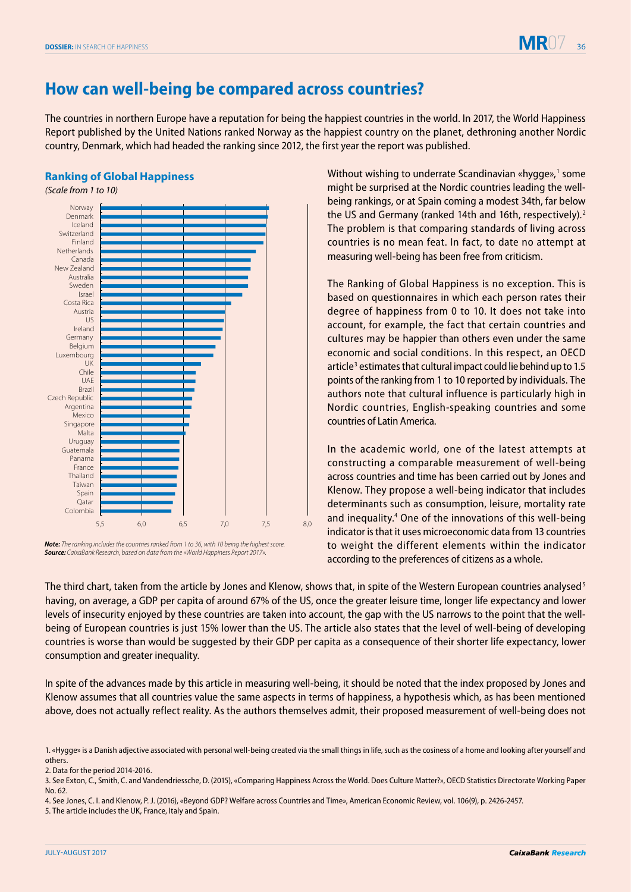# How can well-being be compared across countries?

The countries in northern Europe have a reputation for being the happiest countries in the world. In 2017, the World Happiness Report published by the United Nations ranked Norway as the happiest country on the planet, dethroning another Nordic country, Denmark, which had headed the ranking since 2012, the first year the report was published.

**Ranking of Global Happiness**

*(Scale from 1 to 10)*

Norway, Denmark, Iceland, Switzerland, Finland, Netherlands, Canada, New Zealand, Australia, Sweden, Israel, Costa Rica, Austria, US, Ireland, Germany, Belgium, Luxembourg, UK, Chile, UAE, Brazil, Czech Republic, Argentina, Mexico, Singapore, Malta, Uruguay, Guatemala, Panama, France, Thailand, Taiwan, Spain, Qatar, Colombia

5,5 6,0 6,5 7,0 7,5 8,0

***Note:*** *The ranking includes the countries ranked from 1 to 36, with 10 being the highest score.*
***Source:*** *CaixaBank Research, based on data from the «World Happiness Report 2017».*

Without wishing to underrate Scandinavian «hygge»,[1] some might be surprised at the Nordic countries leading the well-being rankings, or at Spain coming a modest 34th, far below the US and Germany (ranked 14th and 16th, respectively).[2] The problem is that comparing standards of living across countries is no mean feat. In fact, to date no attempt at measuring well-being has been free from criticism.

The Ranking of Global Happiness is no exception. This is based on questionnaires in which each person rates their degree of happiness from 0 to 10. It does not take into account, for example, the fact that certain countries and cultures may be happier than others even under the same economic and social conditions. In this respect, an OECD article[3] estimates that cultural impact could lie behind up to 1.5 points of the ranking from 1 to 10 reported by individuals. The authors note that cultural influence is particularly high in Nordic countries, English-speaking countries and some countries of Latin America.

In the academic world, one of the latest attempts at constructing a comparable measurement of well-being across countries and time has been carried out by Jones and Klenow. They propose a well-being indicator that includes determinants such as consumption, leisure, mortality rate and inequality.[4] One of the innovations of this well-being indicator is that it uses microeconomic data from 13 countries to weight the different elements within the indicator according to the preferences of citizens as a whole.

The third chart, taken from the article by Jones and Klenow, shows that, in spite of the Western European countries analysed[5] having, on average, a GDP per capita of around 67% of the US, once the greater leisure time, longer life expectancy and lower levels of insecurity enjoyed by these countries are taken into account, the gap with the US narrows to the point that the well-being of European countries is just 15% lower than the US. The article also states that the level of well-being of developing countries is worse than would be suggested by their GDP per capita as a consequence of their shorter life expectancy, lower consumption and greater inequality.

In spite of the advances made by this article in measuring well-being, it should be noted that the index proposed by Jones and Klenow assumes that all countries value the same aspects in terms of happiness, a hypothesis which, as has been mentioned above, does not actually reflect reality. As the authors themselves admit, their proposed measurement of well-being does not

1. «Hygge» is a Danish adjective associated with personal well-being created via the small things in life, such as the cosiness of a home and looking after yourself and others.
2. Data for the period 2014-2016.
3. See Exton, C., Smith, C. and Vandendriessche, D. (2015), «Comparing Happiness Across the World. Does Culture Matter?», OECD Statistics Directorate Working Paper No. 62.
4. See Jones, C. I. and Klenow, P. J. (2016), «Beyond GDP? Welfare across Countries and Time», American Economic Review, vol. 106(9), p. 2426-2457.
5. The article includes the UK, France, Italy and Spain.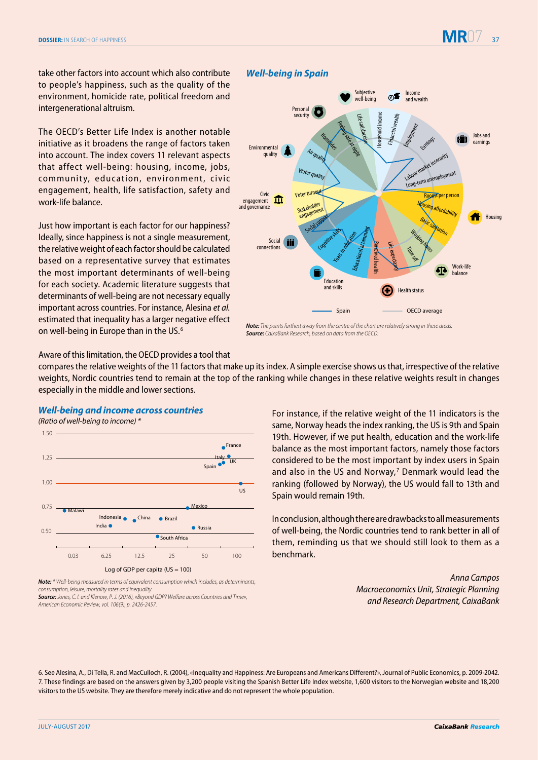take other factors into account which also contribute to people's happiness, such as the quality of the environment, homicide rate, political freedom and intergenerational altruism.

The OECD's Better Life Index is another notable initiative as it broadens the range of factors taken into account. The index covers 11 relevant aspects that affect well-being: housing, income, jobs, community, education, environment, civic engagement, health, life satisfaction, safety and work-life balance.

Just how important is each factor for our happiness? Ideally, since happiness is not a single measurement, the relative weight of each factor should be calculated based on a representative survey that estimates the most important determinants of well-being for each society. Academic literature suggests that determinants of well-being are not necessary equally important across countries. For instance, Alesina *et al.* estimated that inequality has a larger negative effect on well-being in Europe than in the US.[6]

### *Well-being in Spain*

Subjective well-being
Income and wealth
Jobs and earnings
Housing
Work-life balance
Health status
Education and skills
Social connections
Civic engagement and governance
Environmental quality
Personal security

Life satisfaction
Household income
Financial wealth
Employment
Earnings
Labour market insecurity
Long-term unemployment
Rooms per person
Housing affordability
Basic sanitation
Working hours
Time off
Life expectancy
Perceived health
Educational attainment
Years in education
Cognitive skills
Social support
Stakeholder engagement
Voter turnout
Water quality
Air quality
Homicides
Feeling safe at night

Spain
OECD average

***Note:*** *The points furthest away from the centre of the chart are relatively strong in these areas.*
***Source:*** *CaixaBank Research, based on data from the OECD.*

Aware of this limitation, the OECD provides a tool that compares the relative weights of the 11 factors that make up its index. A simple exercise shows us that, irrespective of the relative weights, Nordic countries tend to remain at the top of the ranking while changes in these relative weights result in changes especially in the middle and lower sections.

### *Well-being and income across countries*

*(Ratio of well-being to income) \**

1.50
1.25
1.00
0.75
0.50

France
Italy
UK
Spain
US
Malawi
Mexico
Indonesia
China
Brazil
India
Russia
South Africa

0.03
6.25
12.5
25
50
100

Log of GDP per capita (US = 100)

***Note:*** *\* Well-being measured in terms of equivalent consumption which includes, as determinants, consumption, leisure, mortality rates and inequality.*
***Source:*** *Jones, C. I. and Klenow, P. J. (2016), «Beyond GDP? Welfare across Countries and Time», American Economic Review, vol. 106(9), p. 2426-2457.*

For instance, if the relative weight of the 11 indicators is the same, Norway heads the index ranking, the US is 9th and Spain 19th. However, if we put health, education and the work-life balance as the most important factors, namely those factors considered to be the most important by index users in Spain and also in the US and Norway,[7] Denmark would lead the ranking (followed by Norway), the US would fall to 13th and Spain would remain 19th.

In conclusion, although there are drawbacks to all measurements of well-being, the Nordic countries tend to rank better in all of them, reminding us that we should still look to them as a benchmark.

*Anna Campos*
*Macroeconomics Unit, Strategic Planning and Research Department, CaixaBank*

6. See Alesina, A., Di Tella, R. and MacCulloch, R. (2004), «Inequality and Happiness: Are Europeans and Americans Different?», Journal of Public Economics, p. 2009-2042.
7. These findings are based on the answers given by 3,200 people visiting the Spanish Better Life Index website, 1,600 visitors to the Norwegian website and 18,200 visitors to the US website. They are therefore merely indicative and do not represent the whole population.